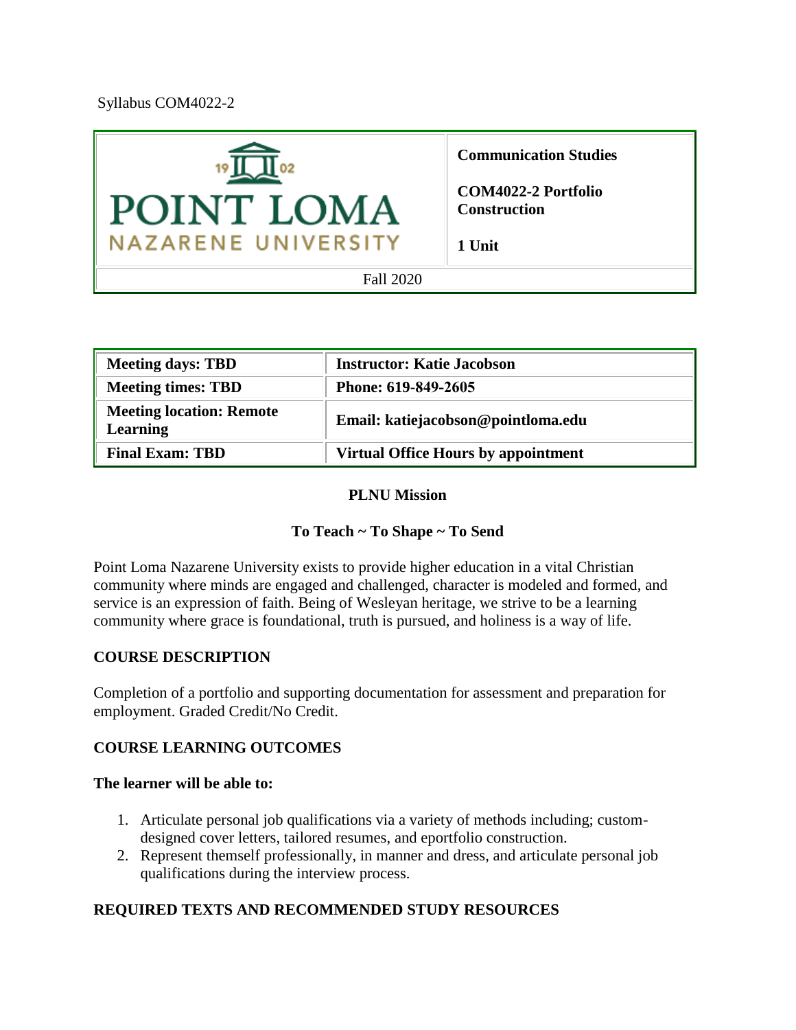Syllabus COM4022-2

| POINT LOMA NAZARENE UNIVERSITY | **Communication Studies**<br><br>**COM4022-2 Portfolio Construction**<br><br>**1 Unit** |
| --- | --- |
| Fall 2020 | |

| **Meeting days: TBD** | **Instructor: Katie Jacobson** |
| --- | --- |
| **Meeting times: TBD** | **Phone: 619-849-2605** |
| **Meeting location: Remote Learning** | **Email: katiejacobson@pointloma.edu** |
| **Final Exam: TBD** | **Virtual Office Hours by appointment** |

**PLNU Mission**

**To Teach ~ To Shape ~ To Send**

Point Loma Nazarene University exists to provide higher education in a vital Christian community where minds are engaged and challenged, character is modeled and formed, and service is an expression of faith. Being of Wesleyan heritage, we strive to be a learning community where grace is foundational, truth is pursued, and holiness is a way of life.

## COURSE DESCRIPTION

Completion of a portfolio and supporting documentation for assessment and preparation for employment. Graded Credit/No Credit.

## COURSE LEARNING OUTCOMES

**The learner will be able to:**

1. Articulate personal job qualifications via a variety of methods including; custom-designed cover letters, tailored resumes, and eportfolio construction.
2. Represent themself professionally, in manner and dress, and articulate personal job qualifications during the interview process.

## REQUIRED TEXTS AND RECOMMENDED STUDY RESOURCES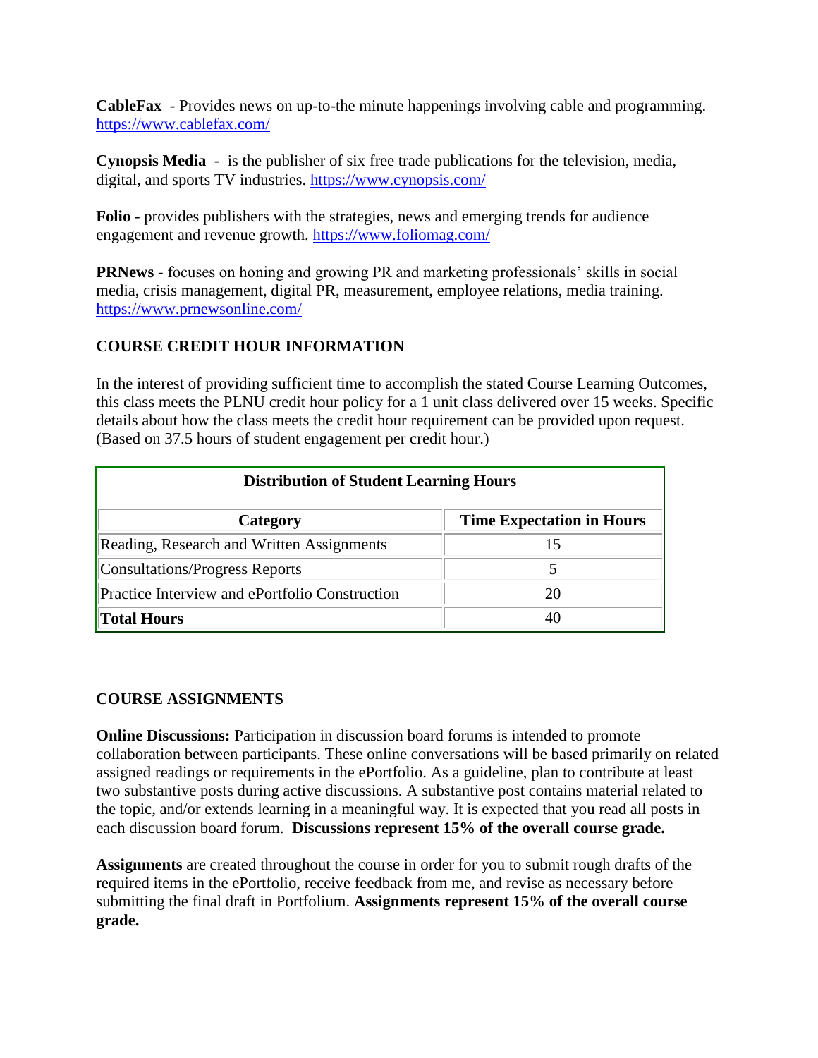**CableFax** - Provides news on up-to-the minute happenings involving cable and programming. https://www.cablefax.com/

**Cynopsis Media** - is the publisher of six free trade publications for the television, media, digital, and sports TV industries. https://www.cynopsis.com/

**Folio** - provides publishers with the strategies, news and emerging trends for audience engagement and revenue growth. https://www.foliomag.com/

**PRNews** - focuses on honing and growing PR and marketing professionals' skills in social media, crisis management, digital PR, measurement, employee relations, media training. https://www.prnewsonline.com/

## COURSE CREDIT HOUR INFORMATION

In the interest of providing sufficient time to accomplish the stated Course Learning Outcomes, this class meets the PLNU credit hour policy for a 1 unit class delivered over 15 weeks. Specific details about how the class meets the credit hour requirement can be provided upon request. (Based on 37.5 hours of student engagement per credit hour.)

| Distribution of Student Learning Hours | |
|---|---|
| **Category** | **Time Expectation in Hours** |
| Reading, Research and Written Assignments | 15 |
| Consultations/Progress Reports | 5 |
| Practice Interview and ePortfolio Construction | 20 |
| **Total Hours** | 40 |

## COURSE ASSIGNMENTS

**Online Discussions:** Participation in discussion board forums is intended to promote collaboration between participants. These online conversations will be based primarily on related assigned readings or requirements in the ePortfolio. As a guideline, plan to contribute at least two substantive posts during active discussions. A substantive post contains material related to the topic, and/or extends learning in a meaningful way. It is expected that you read all posts in each discussion board forum. **Discussions represent 15% of the overall course grade.**

**Assignments** are created throughout the course in order for you to submit rough drafts of the required items in the ePortfolio, receive feedback from me, and revise as necessary before submitting the final draft in Portfolium. **Assignments represent 15% of the overall course grade.**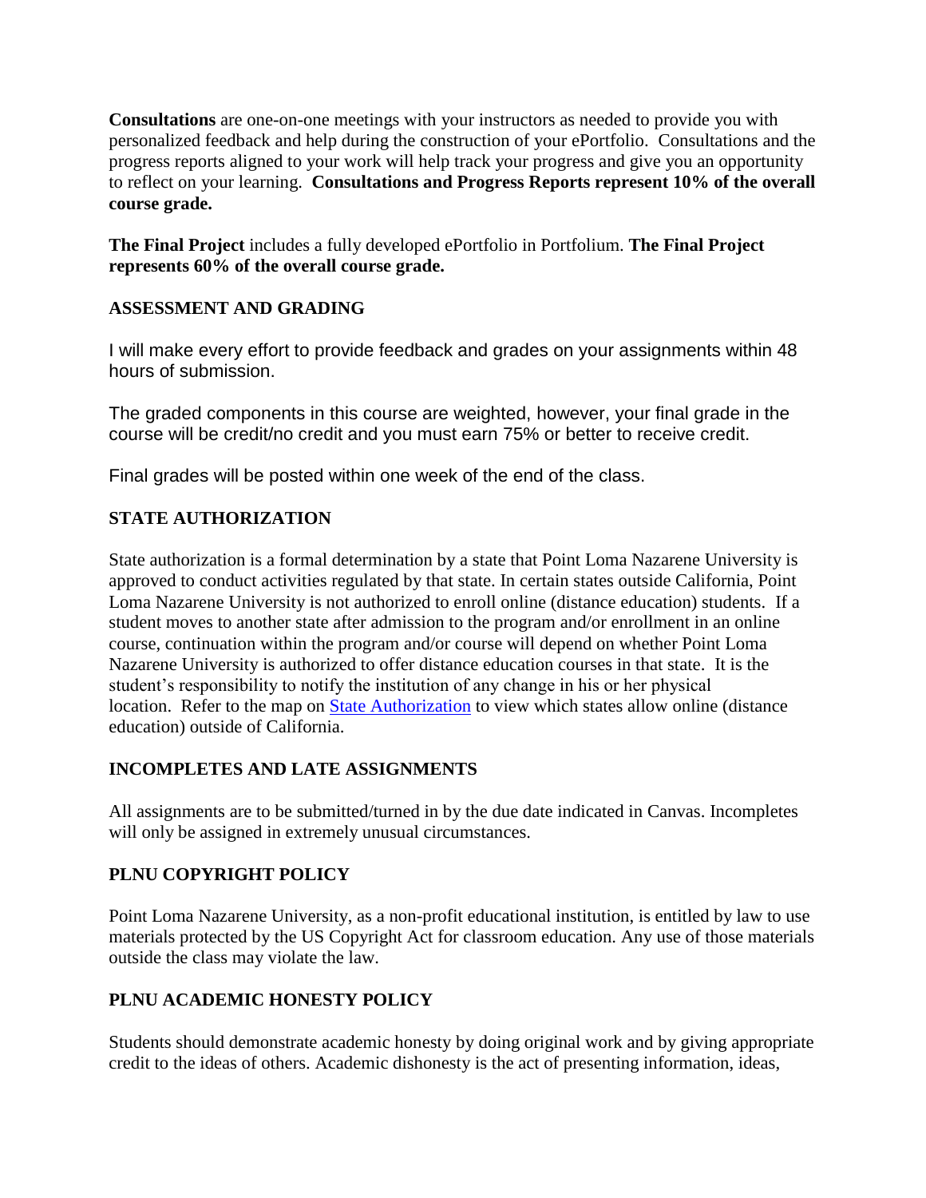**Consultations** are one-on-one meetings with your instructors as needed to provide you with personalized feedback and help during the construction of your ePortfolio. Consultations and the progress reports aligned to your work will help track your progress and give you an opportunity to reflect on your learning. **Consultations and Progress Reports represent 10% of the overall course grade.**

**The Final Project** includes a fully developed ePortfolio in Portfolium. **The Final Project represents 60% of the overall course grade.**

## ASSESSMENT AND GRADING

I will make every effort to provide feedback and grades on your assignments within 48 hours of submission.

The graded components in this course are weighted, however, your final grade in the course will be credit/no credit and you must earn 75% or better to receive credit.

Final grades will be posted within one week of the end of the class.

## STATE AUTHORIZATION

State authorization is a formal determination by a state that Point Loma Nazarene University is approved to conduct activities regulated by that state. In certain states outside California, Point Loma Nazarene University is not authorized to enroll online (distance education) students. If a student moves to another state after admission to the program and/or enrollment in an online course, continuation within the program and/or course will depend on whether Point Loma Nazarene University is authorized to offer distance education courses in that state. It is the student's responsibility to notify the institution of any change in his or her physical location. Refer to the map on [State Authorization] to view which states allow online (distance education) outside of California.

## INCOMPLETES AND LATE ASSIGNMENTS

All assignments are to be submitted/turned in by the due date indicated in Canvas. Incompletes will only be assigned in extremely unusual circumstances.

## PLNU COPYRIGHT POLICY

Point Loma Nazarene University, as a non-profit educational institution, is entitled by law to use materials protected by the US Copyright Act for classroom education. Any use of those materials outside the class may violate the law.

## PLNU ACADEMIC HONESTY POLICY

Students should demonstrate academic honesty by doing original work and by giving appropriate credit to the ideas of others. Academic dishonesty is the act of presenting information, ideas,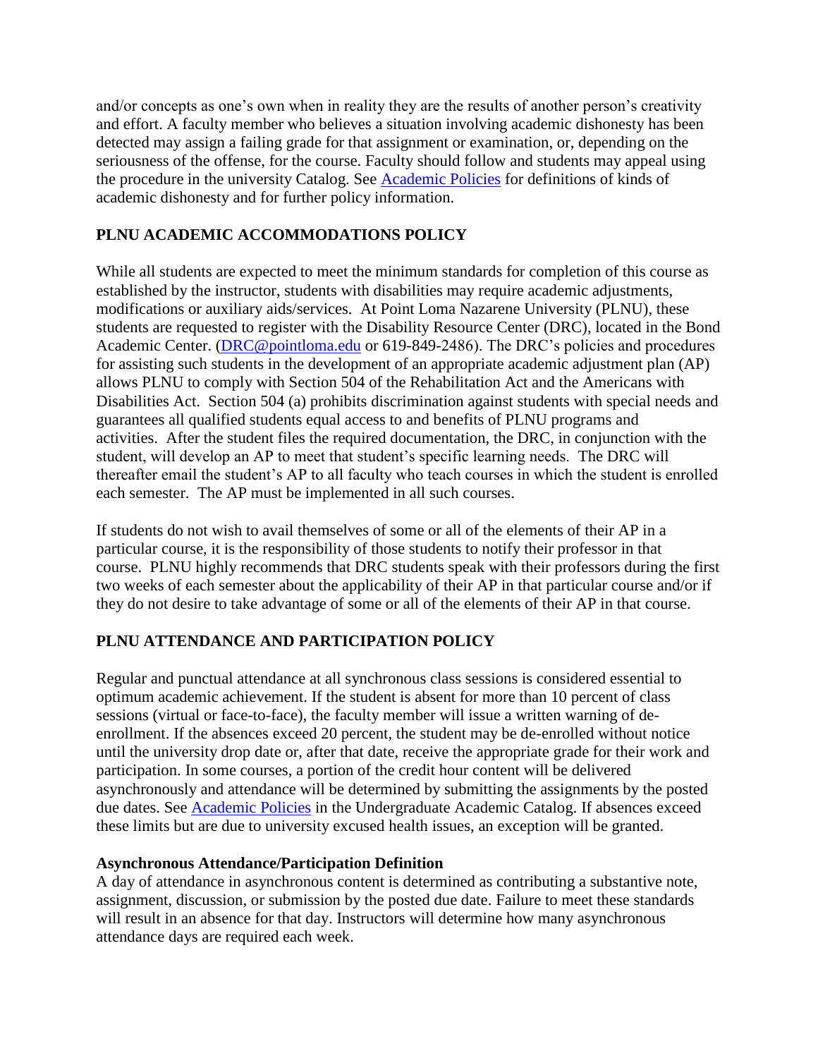and/or concepts as one's own when in reality they are the results of another person's creativity and effort. A faculty member who believes a situation involving academic dishonesty has been detected may assign a failing grade for that assignment or examination, or, depending on the seriousness of the offense, for the course. Faculty should follow and students may appeal using the procedure in the university Catalog. See [Academic Policies] for definitions of kinds of academic dishonesty and for further policy information.

## PLNU ACADEMIC ACCOMMODATIONS POLICY

While all students are expected to meet the minimum standards for completion of this course as established by the instructor, students with disabilities may require academic adjustments, modifications or auxiliary aids/services. At Point Loma Nazarene University (PLNU), these students are requested to register with the Disability Resource Center (DRC), located in the Bond Academic Center. (DRC@pointloma.edu or 619-849-2486). The DRC's policies and procedures for assisting such students in the development of an appropriate academic adjustment plan (AP) allows PLNU to comply with Section 504 of the Rehabilitation Act and the Americans with Disabilities Act. Section 504 (a) prohibits discrimination against students with special needs and guarantees all qualified students equal access to and benefits of PLNU programs and activities. After the student files the required documentation, the DRC, in conjunction with the student, will develop an AP to meet that student's specific learning needs. The DRC will thereafter email the student's AP to all faculty who teach courses in which the student is enrolled each semester. The AP must be implemented in all such courses.

If students do not wish to avail themselves of some or all of the elements of their AP in a particular course, it is the responsibility of those students to notify their professor in that course. PLNU highly recommends that DRC students speak with their professors during the first two weeks of each semester about the applicability of their AP in that particular course and/or if they do not desire to take advantage of some or all of the elements of their AP in that course.

## PLNU ATTENDANCE AND PARTICIPATION POLICY

Regular and punctual attendance at all synchronous class sessions is considered essential to optimum academic achievement. If the student is absent for more than 10 percent of class sessions (virtual or face-to-face), the faculty member will issue a written warning of de-enrollment. If the absences exceed 20 percent, the student may be de-enrolled without notice until the university drop date or, after that date, receive the appropriate grade for their work and participation. In some courses, a portion of the credit hour content will be delivered asynchronously and attendance will be determined by submitting the assignments by the posted due dates. See [Academic Policies] in the Undergraduate Academic Catalog. If absences exceed these limits but are due to university excused health issues, an exception will be granted.

**Asynchronous Attendance/Participation Definition**

A day of attendance in asynchronous content is determined as contributing a substantive note, assignment, discussion, or submission by the posted due date. Failure to meet these standards will result in an absence for that day. Instructors will determine how many asynchronous attendance days are required each week.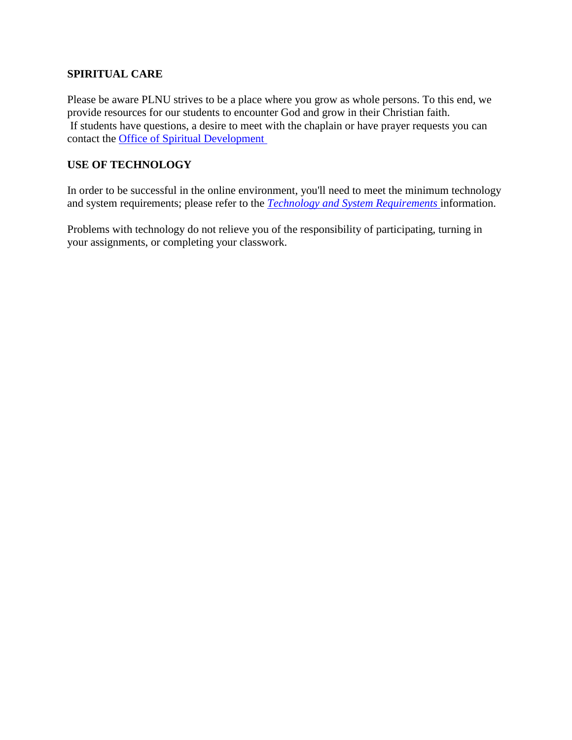## SPIRITUAL CARE

Please be aware PLNU strives to be a place where you grow as whole persons. To this end, we provide resources for our students to encounter God and grow in their Christian faith.
If students have questions, a desire to meet with the chaplain or have prayer requests you can contact the Office of Spiritual Development

## USE OF TECHNOLOGY

In order to be successful in the online environment, you'll need to meet the minimum technology and system requirements; please refer to the *Technology and System Requirements* information.

Problems with technology do not relieve you of the responsibility of participating, turning in your assignments, or completing your classwork.